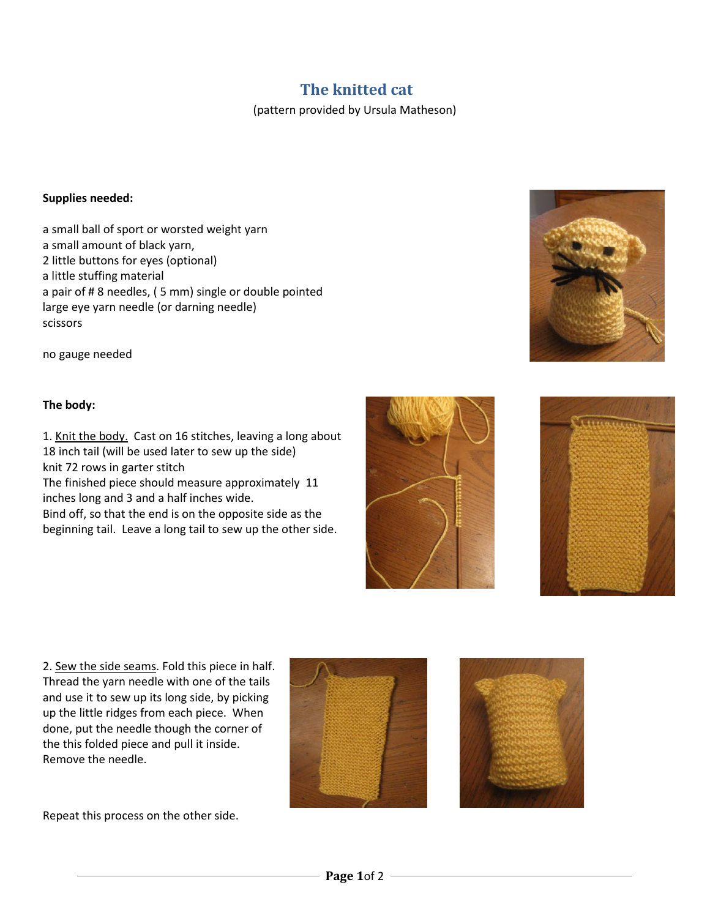# The knitted cat

(pattern provided by Ursula Matheson)

**Supplies needed:**

a small ball of sport or worsted weight yarn
a small amount of black yarn,
2 little buttons for eyes (optional)
a little stuffing material
a pair of # 8 needles, ( 5 mm) single or double pointed
large eye yarn needle (or darning needle)
scissors

no gauge needed

**The body:**

1. Knit the body. Cast on 16 stitches, leaving a long about 18 inch tail (will be used later to sew up the side)
knit 72 rows in garter stitch
The finished piece should measure approximately 11 inches long and 3 and a half inches wide.
Bind off, so that the end is on the opposite side as the beginning tail. Leave a long tail to sew up the other side.

2. Sew the side seams. Fold this piece in half. Thread the yarn needle with one of the tails and use it to sew up its long side, by picking up the little ridges from each piece. When done, put the needle though the corner of the this folded piece and pull it inside. Remove the needle.

Repeat this process on the other side.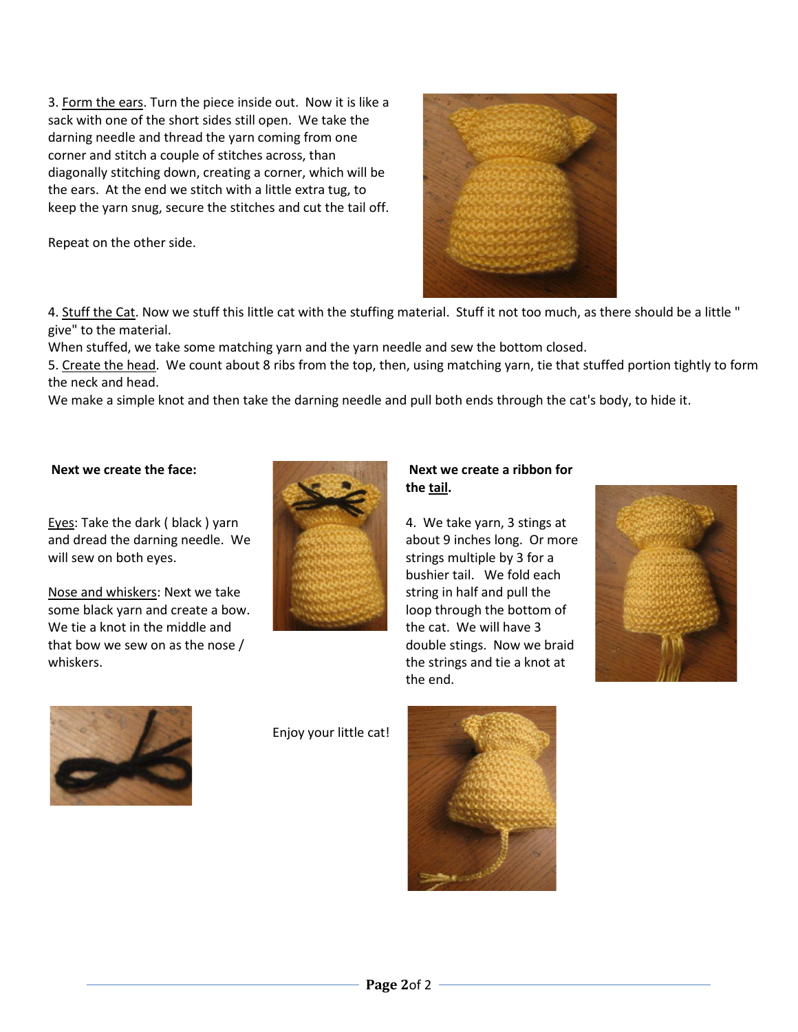3. Form the ears. Turn the piece inside out. Now it is like a sack with one of the short sides still open. We take the darning needle and thread the yarn coming from one corner and stitch a couple of stitches across, than diagonally stitching down, creating a corner, which will be the ears. At the end we stitch with a little extra tug, to keep the yarn snug, secure the stitches and cut the tail off.

Repeat on the other side.

4. Stuff the Cat. Now we stuff this little cat with the stuffing material. Stuff it not too much, as there should be a little " give" to the material.
When stuffed, we take some matching yarn and the yarn needle and sew the bottom closed.
5. Create the head. We count about 8 ribs from the top, then, using matching yarn, tie that stuffed portion tightly to form the neck and head.
We make a simple knot and then take the darning needle and pull both ends through the cat's body, to hide it.

**Next we create the face:**

Eyes: Take the dark ( black ) yarn and dread the darning needle. We will sew on both eyes.

Nose and whiskers: Next we take some black yarn and create a bow. We tie a knot in the middle and that bow we sew on as the nose / whiskers.

**Next we create a ribbon for the tail.**

4. We take yarn, 3 stings at about 9 inches long. Or more strings multiple by 3 for a bushier tail. We fold each string in half and pull the loop through the bottom of the cat. We will have 3 double stings. Now we braid the strings and tie a knot at the end.

Enjoy your little cat!